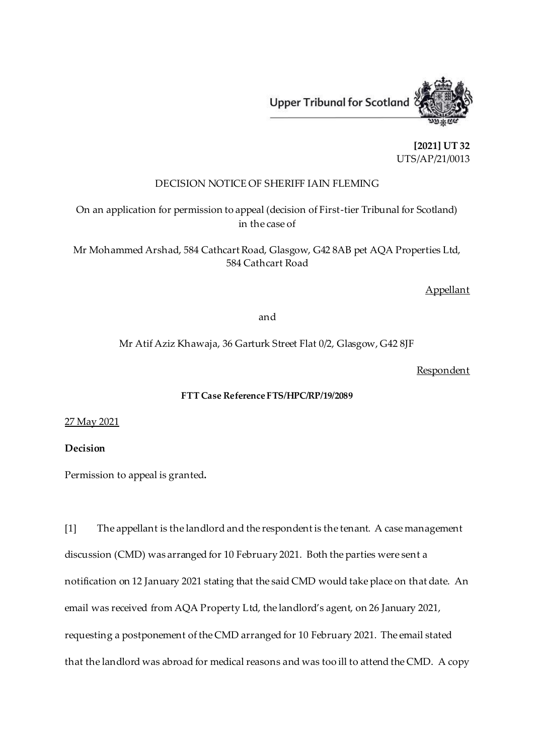Upper Tribunal for Scotland

**[2021] UT 32**
UTS/AP/21/0013

DECISION NOTICE OF SHERIFF IAIN FLEMING

On an application for permission to appeal (decision of First-tier Tribunal for Scotland) in the case of

Mr Mohammed Arshad, 584 Cathcart Road, Glasgow, G42 8AB pet AQA Properties Ltd, 584 Cathcart Road

Appellant

and

Mr Atif Aziz Khawaja, 36 Garturk Street Flat 0/2, Glasgow, G42 8JF

Respondent

**FTT Case Reference FTS/HPC/RP/19/2089**

27 May 2021

**Decision**

Permission to appeal is granted**.**

[1] The appellant is the landlord and the respondent is the tenant. A case management discussion (CMD) was arranged for 10 February 2021. Both the parties were sent a notification on 12 January 2021 stating that the said CMD would take place on that date. An email was received from AQA Property Ltd, the landlord's agent, on 26 January 2021, requesting a postponement of the CMD arranged for 10 February 2021. The email stated that the landlord was abroad for medical reasons and was too ill to attend the CMD. A copy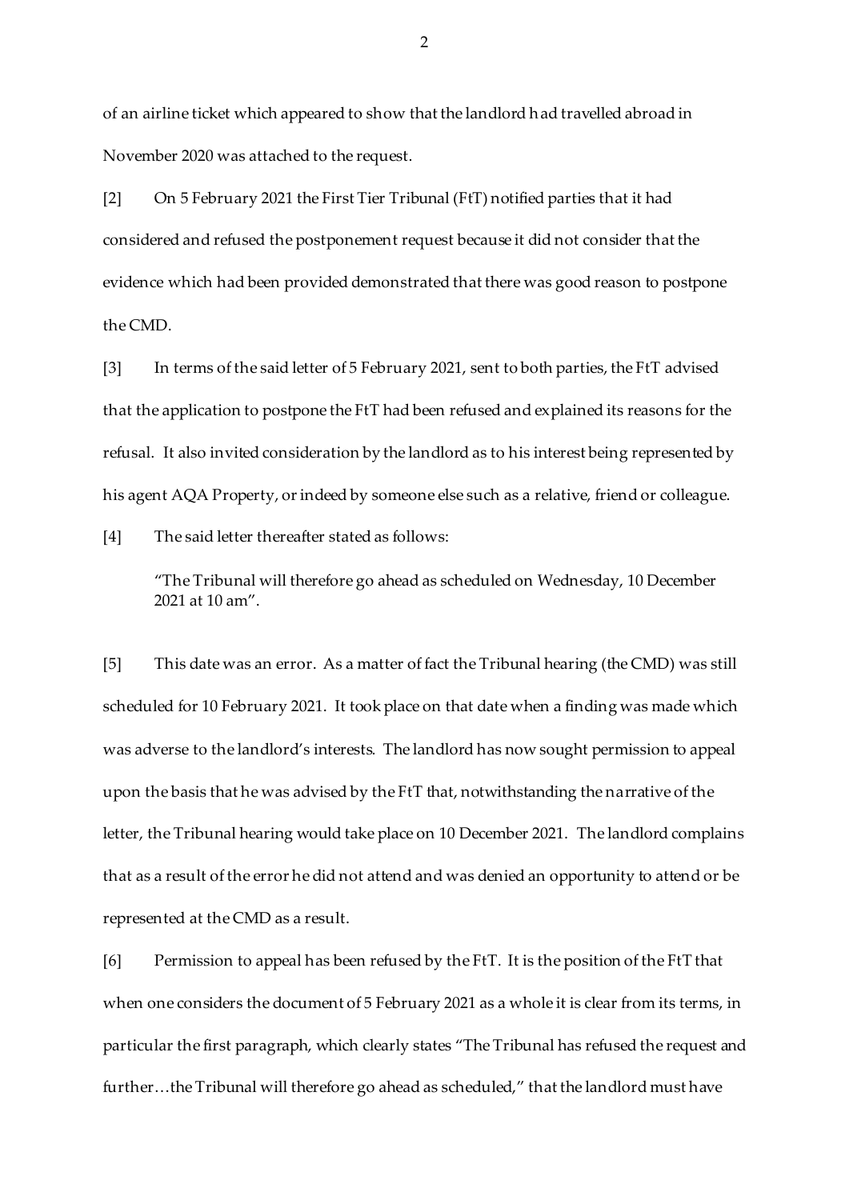of an airline ticket which appeared to show that the landlord had travelled abroad in November 2020 was attached to the request.

[2] On 5 February 2021 the First Tier Tribunal (FtT) notified parties that it had considered and refused the postponement request because it did not consider that the evidence which had been provided demonstrated that there was good reason to postpone the CMD.

[3] In terms of the said letter of 5 February 2021, sent to both parties, the FtT advised that the application to postpone the FtT had been refused and explained its reasons for the refusal. It also invited consideration by the landlord as to his interest being represented by his agent AQA Property, or indeed by someone else such as a relative, friend or colleague.

[4] The said letter thereafter stated as follows:

> "The Tribunal will therefore go ahead as scheduled on Wednesday, 10 December 2021 at 10 am".

[5] This date was an error. As a matter of fact the Tribunal hearing (the CMD) was still scheduled for 10 February 2021. It took place on that date when a finding was made which was adverse to the landlord's interests. The landlord has now sought permission to appeal upon the basis that he was advised by the FtT that, notwithstanding the narrative of the letter, the Tribunal hearing would take place on 10 December 2021. The landlord complains that as a result of the error he did not attend and was denied an opportunity to attend or be represented at the CMD as a result.

[6] Permission to appeal has been refused by the FtT. It is the position of the FtT that when one considers the document of 5 February 2021 as a whole it is clear from its terms, in particular the first paragraph, which clearly states "The Tribunal has refused the request and further…the Tribunal will therefore go ahead as scheduled," that the landlord must have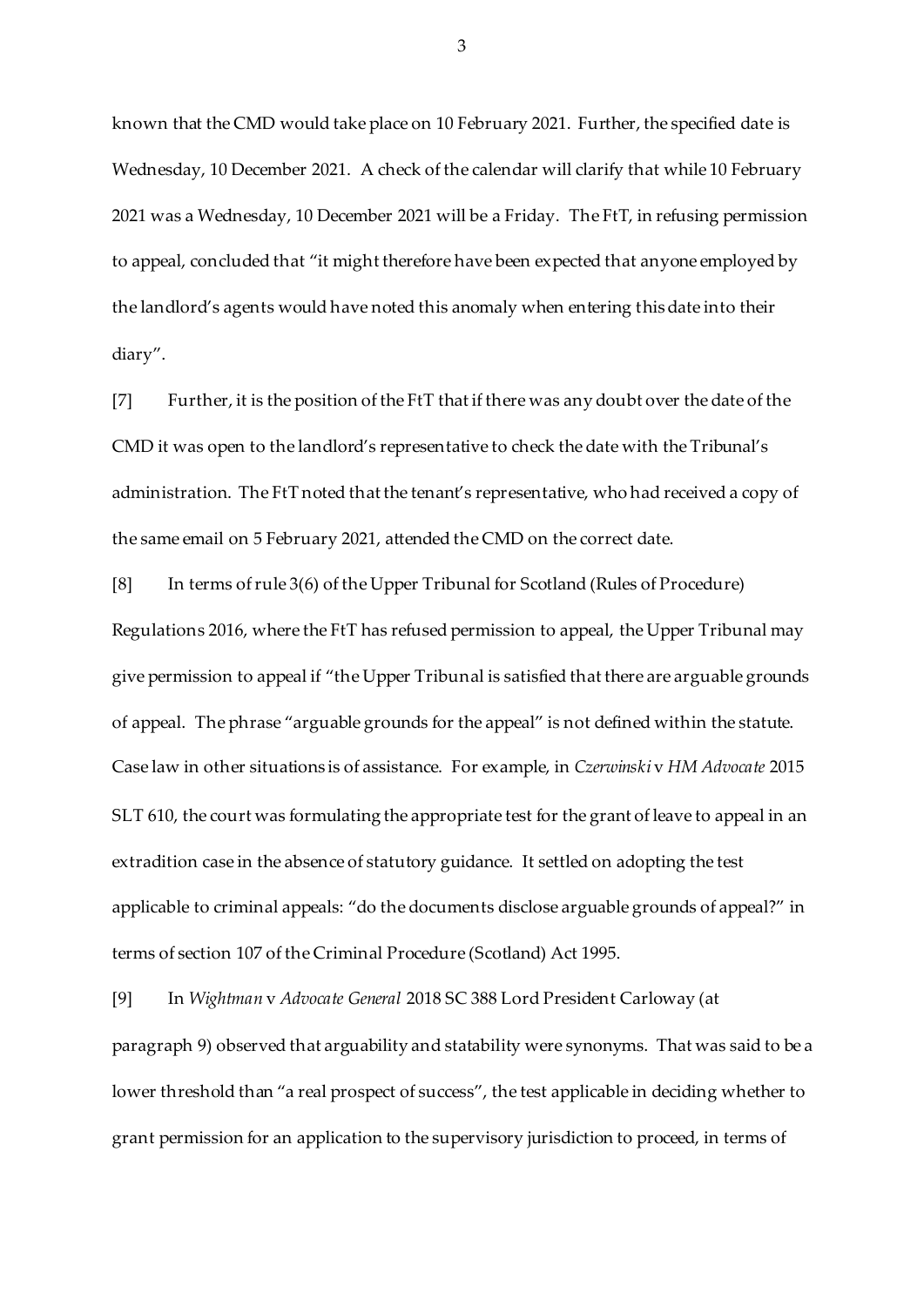known that the CMD would take place on 10 February 2021. Further, the specified date is Wednesday, 10 December 2021. A check of the calendar will clarify that while 10 February 2021 was a Wednesday, 10 December 2021 will be a Friday. The FtT, in refusing permission to appeal, concluded that "it might therefore have been expected that anyone employed by the landlord's agents would have noted this anomaly when entering this date into their diary".

[7] Further, it is the position of the FtT that if there was any doubt over the date of the CMD it was open to the landlord's representative to check the date with the Tribunal's administration. The FtT noted that the tenant's representative, who had received a copy of the same email on 5 February 2021, attended the CMD on the correct date.

[8] In terms of rule 3(6) of the Upper Tribunal for Scotland (Rules of Procedure) Regulations 2016, where the FtT has refused permission to appeal, the Upper Tribunal may give permission to appeal if "the Upper Tribunal is satisfied that there are arguable grounds of appeal. The phrase "arguable grounds for the appeal" is not defined within the statute. Case law in other situations is of assistance. For example, in *Czerwinski* v *HM Advocate* 2015 SLT 610, the court was formulating the appropriate test for the grant of leave to appeal in an extradition case in the absence of statutory guidance. It settled on adopting the test applicable to criminal appeals: "do the documents disclose arguable grounds of appeal?" in terms of section 107 of the Criminal Procedure (Scotland) Act 1995.

[9] In *Wightman* v *Advocate General* 2018 SC 388 Lord President Carloway (at paragraph 9) observed that arguability and statability were synonyms. That was said to be a lower threshold than "a real prospect of success", the test applicable in deciding whether to grant permission for an application to the supervisory jurisdiction to proceed, in terms of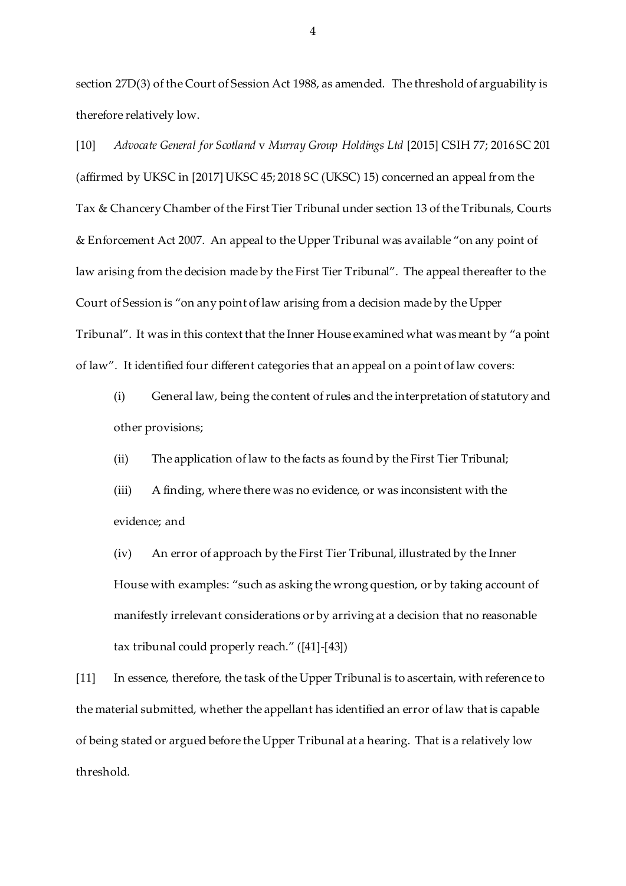section 27D(3) of the Court of Session Act 1988, as amended. The threshold of arguability is therefore relatively low.

[10] *Advocate General for Scotland* v *Murray Group Holdings Ltd* [2015] CSIH 77; 2016 SC 201 (affirmed by UKSC in [2017] UKSC 45; 2018 SC (UKSC) 15) concerned an appeal from the Tax & Chancery Chamber of the First Tier Tribunal under section 13 of the Tribunals, Courts & Enforcement Act 2007. An appeal to the Upper Tribunal was available "on any point of law arising from the decision made by the First Tier Tribunal". The appeal thereafter to the Court of Session is "on any point of law arising from a decision made by the Upper Tribunal". It was in this context that the Inner House examined what was meant by "a point of law". It identified four different categories that an appeal on a point of law covers:

(i) General law, being the content of rules and the interpretation of statutory and other provisions;

(ii) The application of law to the facts as found by the First Tier Tribunal;

(iii) A finding, where there was no evidence, or was inconsistent with the evidence; and

(iv) An error of approach by the First Tier Tribunal, illustrated by the Inner House with examples: "such as asking the wrong question, or by taking account of manifestly irrelevant considerations or by arriving at a decision that no reasonable tax tribunal could properly reach." ([41]-[43])

[11] In essence, therefore, the task of the Upper Tribunal is to ascertain, with reference to the material submitted, whether the appellant has identified an error of law that is capable of being stated or argued before the Upper Tribunal at a hearing. That is a relatively low threshold.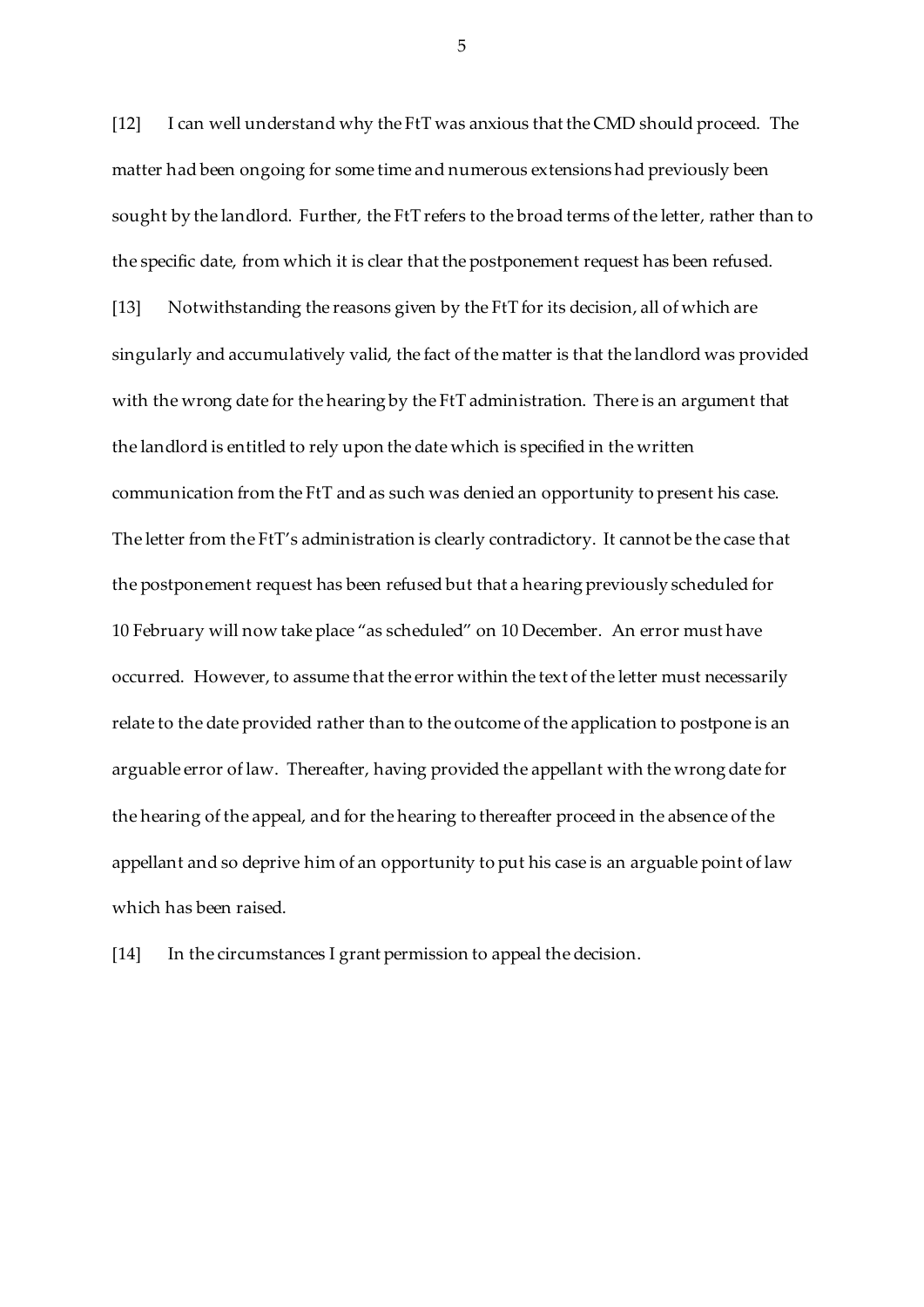[12] I can well understand why the FtT was anxious that the CMD should proceed. The matter had been ongoing for some time and numerous extensions had previously been sought by the landlord. Further, the FtT refers to the broad terms of the letter, rather than to the specific date, from which it is clear that the postponement request has been refused.

[13] Notwithstanding the reasons given by the FtT for its decision, all of which are singularly and accumulatively valid, the fact of the matter is that the landlord was provided with the wrong date for the hearing by the FtT administration. There is an argument that the landlord is entitled to rely upon the date which is specified in the written communication from the FtT and as such was denied an opportunity to present his case. The letter from the FtT's administration is clearly contradictory. It cannot be the case that the postponement request has been refused but that a hearing previously scheduled for 10 February will now take place "as scheduled" on 10 December. An error must have occurred. However, to assume that the error within the text of the letter must necessarily relate to the date provided rather than to the outcome of the application to postpone is an arguable error of law. Thereafter, having provided the appellant with the wrong date for the hearing of the appeal, and for the hearing to thereafter proceed in the absence of the appellant and so deprive him of an opportunity to put his case is an arguable point of law which has been raised.

[14] In the circumstances I grant permission to appeal the decision.